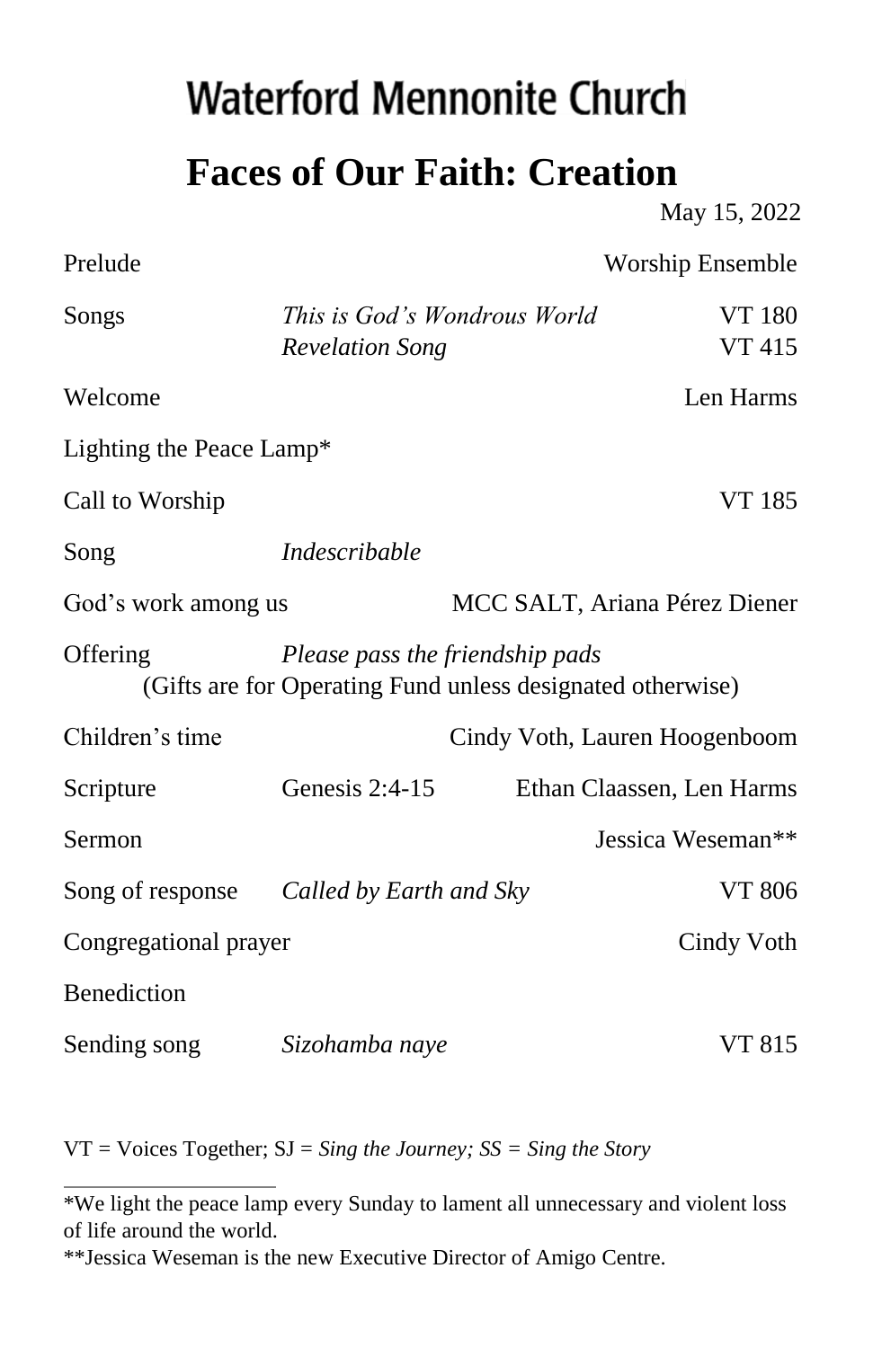# Waterford Mennonite Church

## Faces of Our Faith: Creation

May 15, 2022

| | | |
|---|---|---|
| Prelude | | Worship Ensemble |
| Songs | *This is God's Wondrous World* | VT 180 |
| | *Revelation Song* | VT 415 |
| Welcome | | Len Harms |
| Lighting the Peace Lamp* | | |
| Call to Worship | | VT 185 |
| Song | *Indescribable* | |
| God's work among us | | MCC SALT, Ariana Pérez Diener |
| Offering | *Please pass the friendship pads* (Gifts are for Operating Fund unless designated otherwise) | |
| Children's time | | Cindy Voth, Lauren Hoogenboom |
| Scripture | Genesis 2:4-15 | Ethan Claassen, Len Harms |
| Sermon | | Jessica Weseman** |
| Song of response | *Called by Earth and Sky* | VT 806 |
| Congregational prayer | | Cindy Voth |
| Benediction | | |
| Sending song | *Sizohamba naye* | VT 815 |

VT = Voices Together; SJ = *Sing the Journey; SS = Sing the Story*

---

*We light the peace lamp every Sunday to lament all unnecessary and violent loss of life around the world.

**Jessica Weseman is the new Executive Director of Amigo Centre.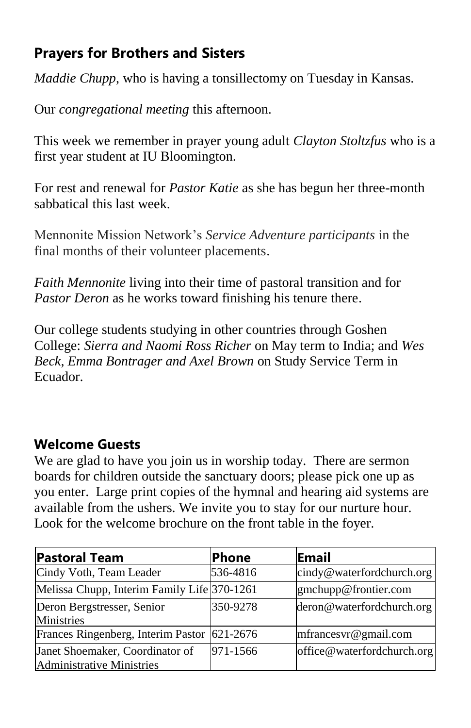## Prayers for Brothers and Sisters

*Maddie Chupp*, who is having a tonsillectomy on Tuesday in Kansas.

Our *congregational meeting* this afternoon.

This week we remember in prayer young adult *Clayton Stoltzfus* who is a first year student at IU Bloomington.

For rest and renewal for *Pastor Katie* as she has begun her three-month sabbatical this last week.

Mennonite Mission Network's *Service Adventure participants* in the final months of their volunteer placements.

*Faith Mennonite* living into their time of pastoral transition and for *Pastor Deron* as he works toward finishing his tenure there.

Our college students studying in other countries through Goshen College: *Sierra and Naomi Ross Richer* on May term to India; and *Wes Beck, Emma Bontrager and Axel Brown* on Study Service Term in Ecuador.

## Welcome Guests

We are glad to have you join us in worship today. There are sermon boards for children outside the sanctuary doors; please pick one up as you enter. Large print copies of the hymnal and hearing aid systems are available from the ushers. We invite you to stay for our nurture hour. Look for the welcome brochure on the front table in the foyer.

| Pastoral Team | Phone | Email |
|---|---|---|
| Cindy Voth, Team Leader | 536-4816 | cindy@waterfordchurch.org |
| Melissa Chupp, Interim Family Life | 370-1261 | gmchupp@frontier.com |
| Deron Bergstresser, Senior Ministries | 350-9278 | deron@waterfordchurch.org |
| Frances Ringenberg, Interim Pastor | 621-2676 | mfrancesvr@gmail.com |
| Janet Shoemaker, Coordinator of Administrative Ministries | 971-1566 | office@waterfordchurch.org |